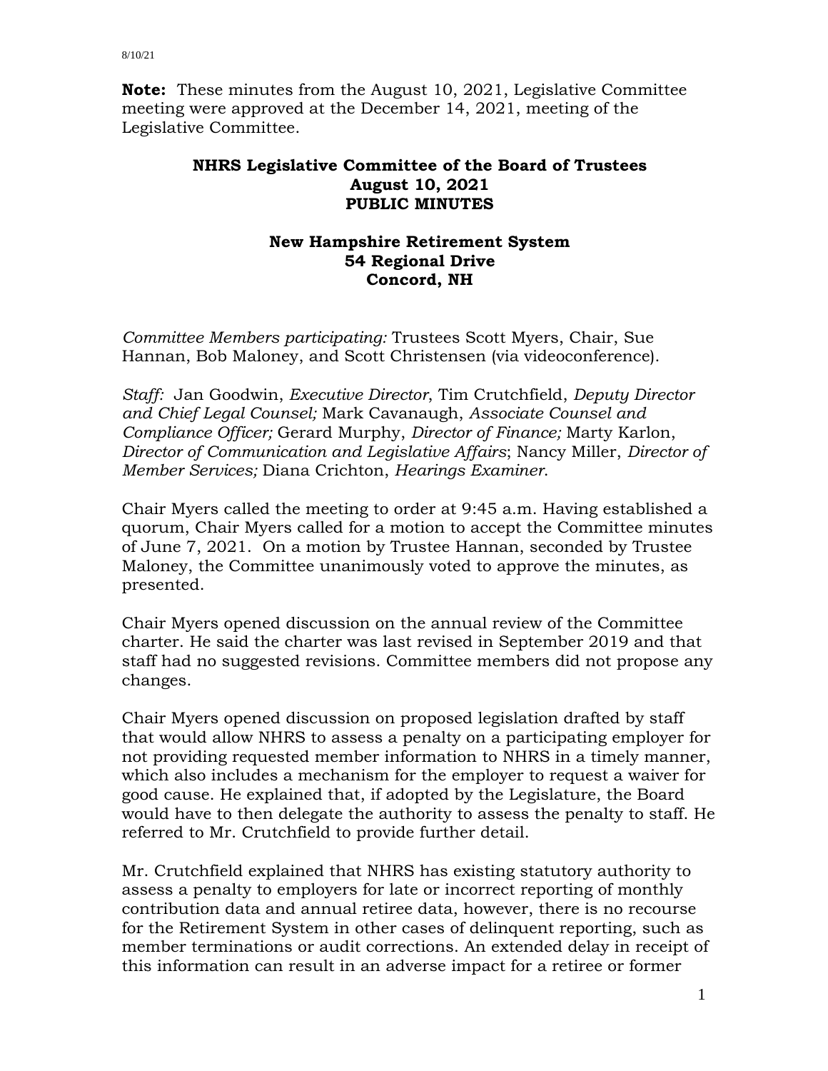**Note:** These minutes from the August 10, 2021, Legislative Committee meeting were approved at the December 14, 2021, meeting of the Legislative Committee.

**NHRS Legislative Committee of the Board of Trustees**
**August 10, 2021**
**PUBLIC MINUTES**

**New Hampshire Retirement System**
**54 Regional Drive**
**Concord, NH**

*Committee Members participating:* Trustees Scott Myers, Chair, Sue Hannan, Bob Maloney, and Scott Christensen (via videoconference).

*Staff:* Jan Goodwin, *Executive Director*, Tim Crutchfield, *Deputy Director and Chief Legal Counsel;* Mark Cavanaugh, *Associate Counsel and Compliance Officer;* Gerard Murphy, *Director of Finance;* Marty Karlon, *Director of Communication and Legislative Affairs*; Nancy Miller, *Director of Member Services;* Diana Crichton, *Hearings Examiner*.

Chair Myers called the meeting to order at 9:45 a.m. Having established a quorum, Chair Myers called for a motion to accept the Committee minutes of June 7, 2021. On a motion by Trustee Hannan, seconded by Trustee Maloney, the Committee unanimously voted to approve the minutes, as presented.

Chair Myers opened discussion on the annual review of the Committee charter. He said the charter was last revised in September 2019 and that staff had no suggested revisions. Committee members did not propose any changes.

Chair Myers opened discussion on proposed legislation drafted by staff that would allow NHRS to assess a penalty on a participating employer for not providing requested member information to NHRS in a timely manner, which also includes a mechanism for the employer to request a waiver for good cause. He explained that, if adopted by the Legislature, the Board would have to then delegate the authority to assess the penalty to staff. He referred to Mr. Crutchfield to provide further detail.

Mr. Crutchfield explained that NHRS has existing statutory authority to assess a penalty to employers for late or incorrect reporting of monthly contribution data and annual retiree data, however, there is no recourse for the Retirement System in other cases of delinquent reporting, such as member terminations or audit corrections. An extended delay in receipt of this information can result in an adverse impact for a retiree or former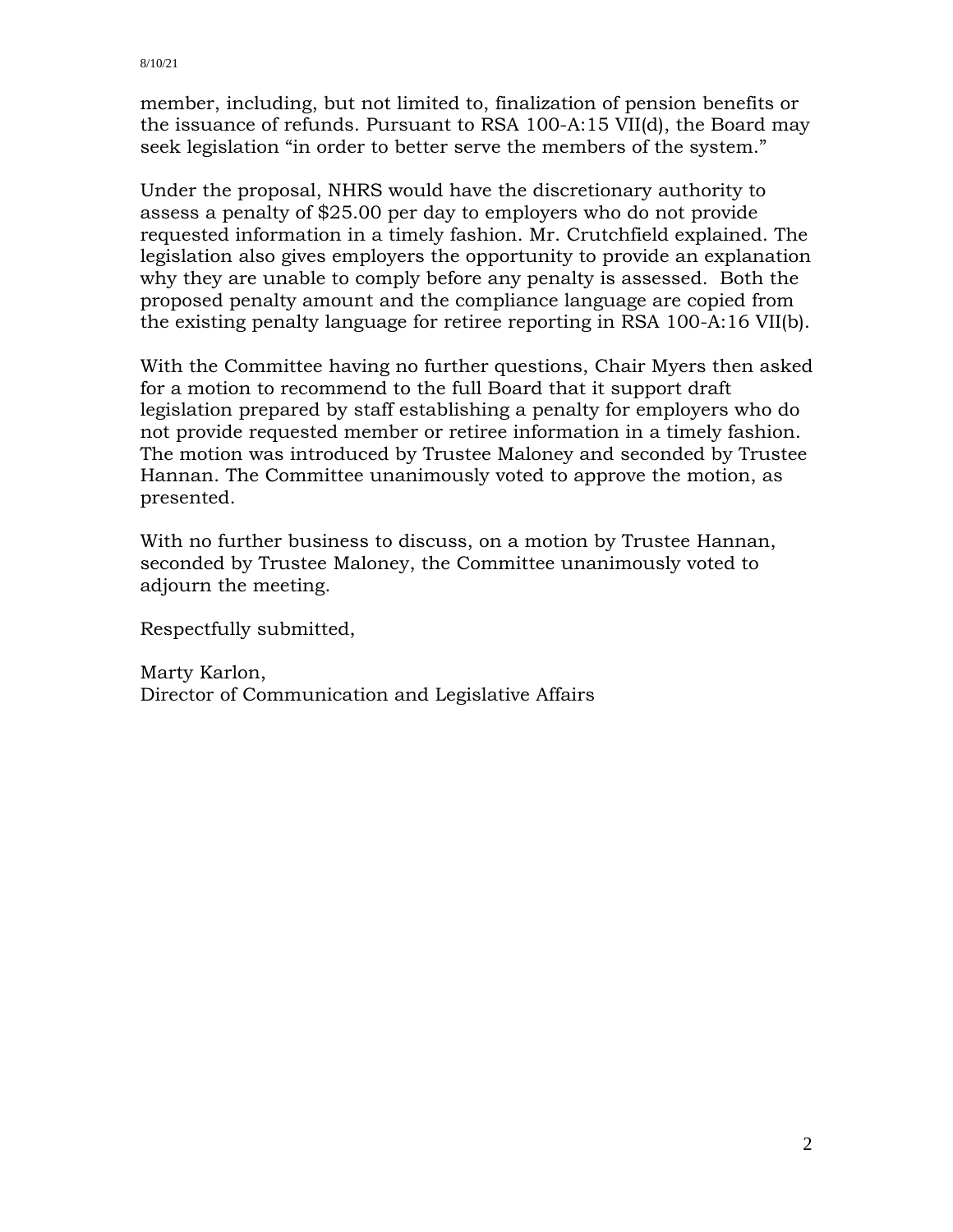member, including, but not limited to, finalization of pension benefits or the issuance of refunds. Pursuant to RSA 100-A:15 VII(d), the Board may seek legislation "in order to better serve the members of the system."

Under the proposal, NHRS would have the discretionary authority to assess a penalty of $25.00 per day to employers who do not provide requested information in a timely fashion. Mr. Crutchfield explained. The legislation also gives employers the opportunity to provide an explanation why they are unable to comply before any penalty is assessed. Both the proposed penalty amount and the compliance language are copied from the existing penalty language for retiree reporting in RSA 100-A:16 VII(b).

With the Committee having no further questions, Chair Myers then asked for a motion to recommend to the full Board that it support draft legislation prepared by staff establishing a penalty for employers who do not provide requested member or retiree information in a timely fashion. The motion was introduced by Trustee Maloney and seconded by Trustee Hannan. The Committee unanimously voted to approve the motion, as presented.

With no further business to discuss, on a motion by Trustee Hannan, seconded by Trustee Maloney, the Committee unanimously voted to adjourn the meeting.

Respectfully submitted,

Marty Karlon,
Director of Communication and Legislative Affairs